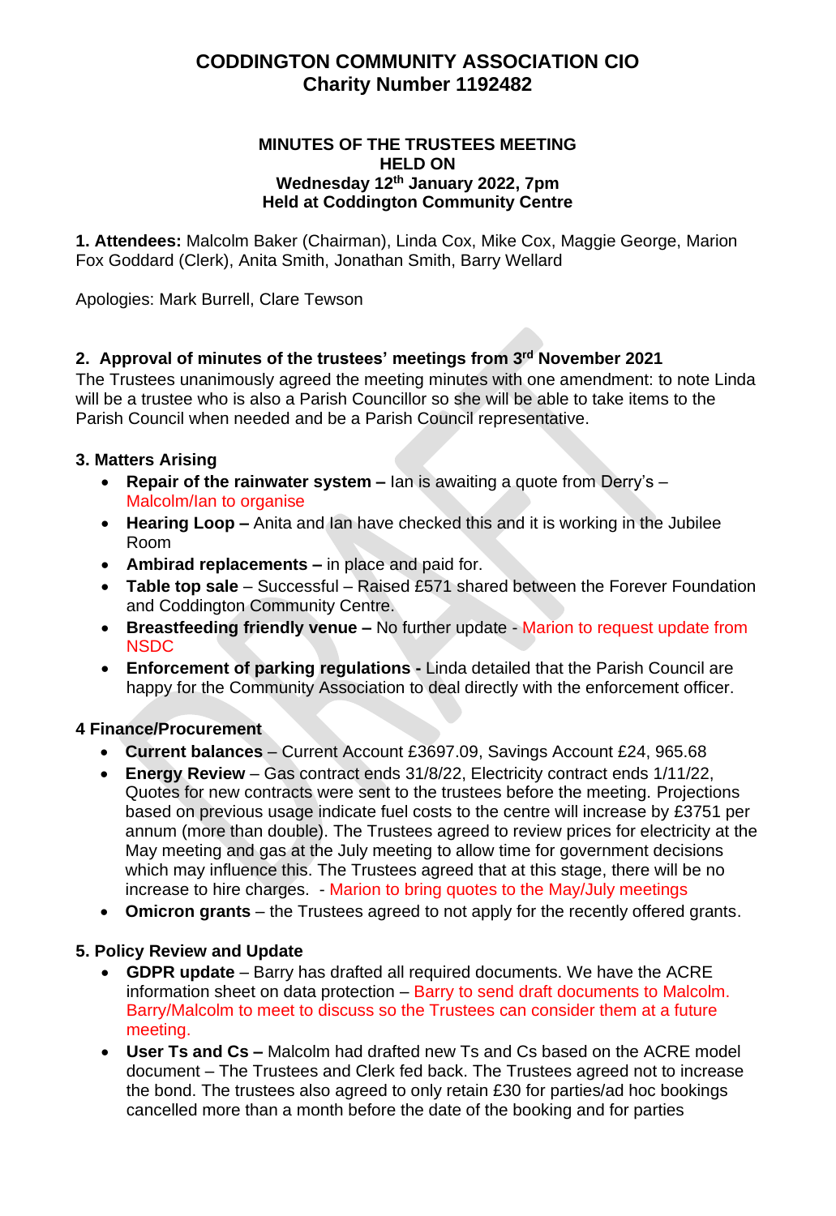# CODDINGTON COMMUNITY ASSOCIATION CIO
## Charity Number 1192482

**MINUTES OF THE TRUSTEES MEETING**
**HELD ON**
**Wednesday 12th January 2022, 7pm**
**Held at Coddington Community Centre**

**1. Attendees:** Malcolm Baker (Chairman), Linda Cox, Mike Cox, Maggie George, Marion Fox Goddard (Clerk), Anita Smith, Jonathan Smith, Barry Wellard

Apologies: Mark Burrell, Clare Tewson

### 2. Approval of minutes of the trustees' meetings from 3rd November 2021

The Trustees unanimously agreed the meeting minutes with one amendment: to note Linda will be a trustee who is also a Parish Councillor so she will be able to take items to the Parish Council when needed and be a Parish Council representative.

### 3. Matters Arising

- **Repair of the rainwater system –** Ian is awaiting a quote from Derry's – Malcolm/Ian to organise
- **Hearing Loop –** Anita and Ian have checked this and it is working in the Jubilee Room
- **Ambirad replacements –** in place and paid for.
- **Table top sale** – Successful – Raised £571 shared between the Forever Foundation and Coddington Community Centre.
- **Breastfeeding friendly venue –** No further update - Marion to request update from NSDC
- **Enforcement of parking regulations -** Linda detailed that the Parish Council are happy for the Community Association to deal directly with the enforcement officer.

### 4 Finance/Procurement

- **Current balances** – Current Account £3697.09, Savings Account £24, 965.68
- **Energy Review** – Gas contract ends 31/8/22, Electricity contract ends 1/11/22, Quotes for new contracts were sent to the trustees before the meeting. Projections based on previous usage indicate fuel costs to the centre will increase by £3751 per annum (more than double). The Trustees agreed to review prices for electricity at the May meeting and gas at the July meeting to allow time for government decisions which may influence this. The Trustees agreed that at this stage, there will be no increase to hire charges. - Marion to bring quotes to the May/July meetings
- **Omicron grants** – the Trustees agreed to not apply for the recently offered grants.

### 5. Policy Review and Update

- **GDPR update** – Barry has drafted all required documents. We have the ACRE information sheet on data protection – Barry to send draft documents to Malcolm. Barry/Malcolm to meet to discuss so the Trustees can consider them at a future meeting.
- **User Ts and Cs –** Malcolm had drafted new Ts and Cs based on the ACRE model document – The Trustees and Clerk fed back. The Trustees agreed not to increase the bond. The trustees also agreed to only retain £30 for parties/ad hoc bookings cancelled more than a month before the date of the booking and for parties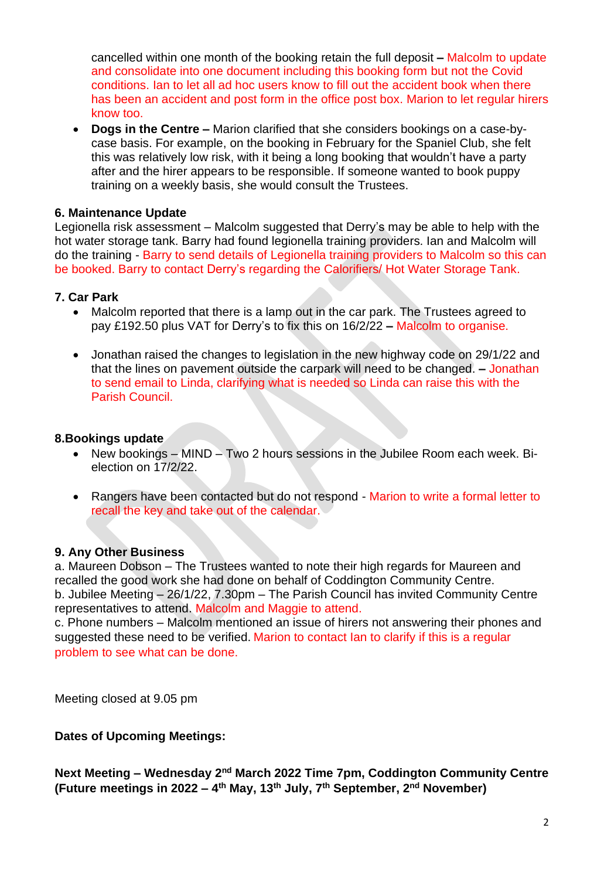cancelled within one month of the booking retain the full deposit – Malcolm to update and consolidate into one document including this booking form but not the Covid conditions. Ian to let all ad hoc users know to fill out the accident book when there has been an accident and post form in the office post box. Marion to let regular hirers know too.

- **Dogs in the Centre –** Marion clarified that she considers bookings on a case-by-case basis. For example, on the booking in February for the Spaniel Club, she felt this was relatively low risk, with it being a long booking that wouldn't have a party after and the hirer appears to be responsible. If someone wanted to book puppy training on a weekly basis, she would consult the Trustees.

**6. Maintenance Update**

Legionella risk assessment – Malcolm suggested that Derry's may be able to help with the hot water storage tank. Barry had found legionella training providers. Ian and Malcolm will do the training - Barry to send details of Legionella training providers to Malcolm so this can be booked. Barry to contact Derry's regarding the Calorifiers/ Hot Water Storage Tank.

**7. Car Park**

- Malcolm reported that there is a lamp out in the car park. The Trustees agreed to pay £192.50 plus VAT for Derry's to fix this on 16/2/22 – Malcolm to organise.

- Jonathan raised the changes to legislation in the new highway code on 29/1/22 and that the lines on pavement outside the carpark will need to be changed. – Jonathan to send email to Linda, clarifying what is needed so Linda can raise this with the Parish Council.

**8.Bookings update**

- New bookings – MIND – Two 2 hours sessions in the Jubilee Room each week. Bi-election on 17/2/22.

- Rangers have been contacted but do not respond - Marion to write a formal letter to recall the key and take out of the calendar.

**9. Any Other Business**

a. Maureen Dobson – The Trustees wanted to note their high regards for Maureen and recalled the good work she had done on behalf of Coddington Community Centre.
b. Jubilee Meeting – 26/1/22, 7.30pm – The Parish Council has invited Community Centre representatives to attend. Malcolm and Maggie to attend.
c. Phone numbers – Malcolm mentioned an issue of hirers not answering their phones and suggested these need to be verified. Marion to contact Ian to clarify if this is a regular problem to see what can be done.

Meeting closed at 9.05 pm

**Dates of Upcoming Meetings:**

**Next Meeting – Wednesday 2nd March 2022 Time 7pm, Coddington Community Centre (Future meetings in 2022 – 4th May, 13th July, 7th September, 2nd November)**